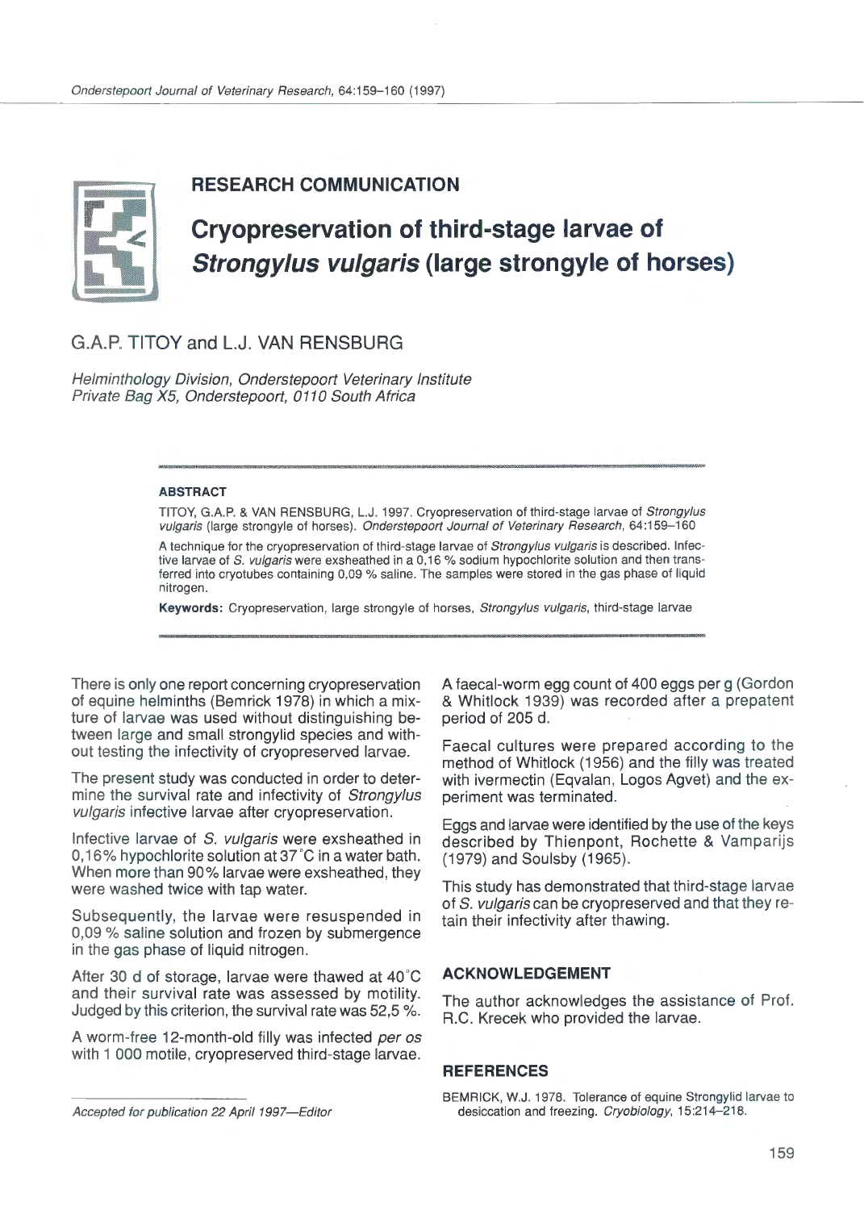## RESEARCH COMMUNICATION

# Cryopreservation of third-stage larvae of *Strongylus vulgaris* (large strongyle of horses)

G.A.P. TITOY and L.J. VAN RENSBURG

*Helminthology Division, Onderstepoort Veterinary Institute*
*Private Bag X5, Onderstepoort, 0110 South Africa*

### ABSTRACT

TITOY, G.A.P. & VAN RENSBURG, L.J. 1997. Cryopreservation of third-stage larvae of *Strongylus vulgaris* (large strongyle of horses). *Onderstepoort Journal of Veterinary Research*, 64:159–160

A technique for the cryopreservation of third-stage larvae of *Strongylus vulgaris* is described. Infective larvae of *S. vulgaris* were exsheathed in a 0,16 % sodium hypochlorite solution and then transferred into cryotubes containing 0,09 % saline. The samples were stored in the gas phase of liquid nitrogen.

**Keywords:** Cryopreservation, large strongyle of horses, *Strongylus vulgaris*, third-stage larvae

There is only one report concerning cryopreservation of equine helminths (Bemrick 1978) in which a mixture of larvae was used without distinguishing between large and small strongylid species and without testing the infectivity of cryopreserved larvae.

The present study was conducted in order to determine the survival rate and infectivity of *Strongylus vulgaris* infective larvae after cryopreservation.

Infective larvae of *S. vulgaris* were exsheathed in 0,16% hypochlorite solution at 37 °C in a water bath. When more than 90% larvae were exsheathed, they were washed twice with tap water.

Subsequently, the larvae were resuspended in 0,09 % saline solution and frozen by submergence in the gas phase of liquid nitrogen.

After 30 d of storage, larvae were thawed at 40 °C and their survival rate was assessed by motility. Judged by this criterion, the survival rate was 52,5 %.

A worm-free 12-month-old filly was infected *per os* with 1 000 motile, cryopreserved third-stage larvae.

A faecal-worm egg count of 400 eggs per g (Gordon & Whitlock 1939) was recorded after a prepatent period of 205 d.

Faecal cultures were prepared according to the method of Whitlock (1956) and the filly was treated with ivermectin (Eqvalan, Logos Agvet) and the experiment was terminated.

Eggs and larvae were identified by the use of the keys described by Thienpont, Rochette & Vamparijs (1979) and Soulsby (1965).

This study has demonstrated that third-stage larvae of *S. vulgaris* can be cryopreserved and that they retain their infectivity after thawing.

## ACKNOWLEDGEMENT

The author acknowledges the assistance of Prof. R.C. Krecek who provided the larvae.

## REFERENCES

BEMRICK, W.J. 1978. Tolerance of equine Strongylid larvae to desiccation and freezing. *Cryobiology*, 15:214–218.

*Accepted for publication 22 April 1997—Editor*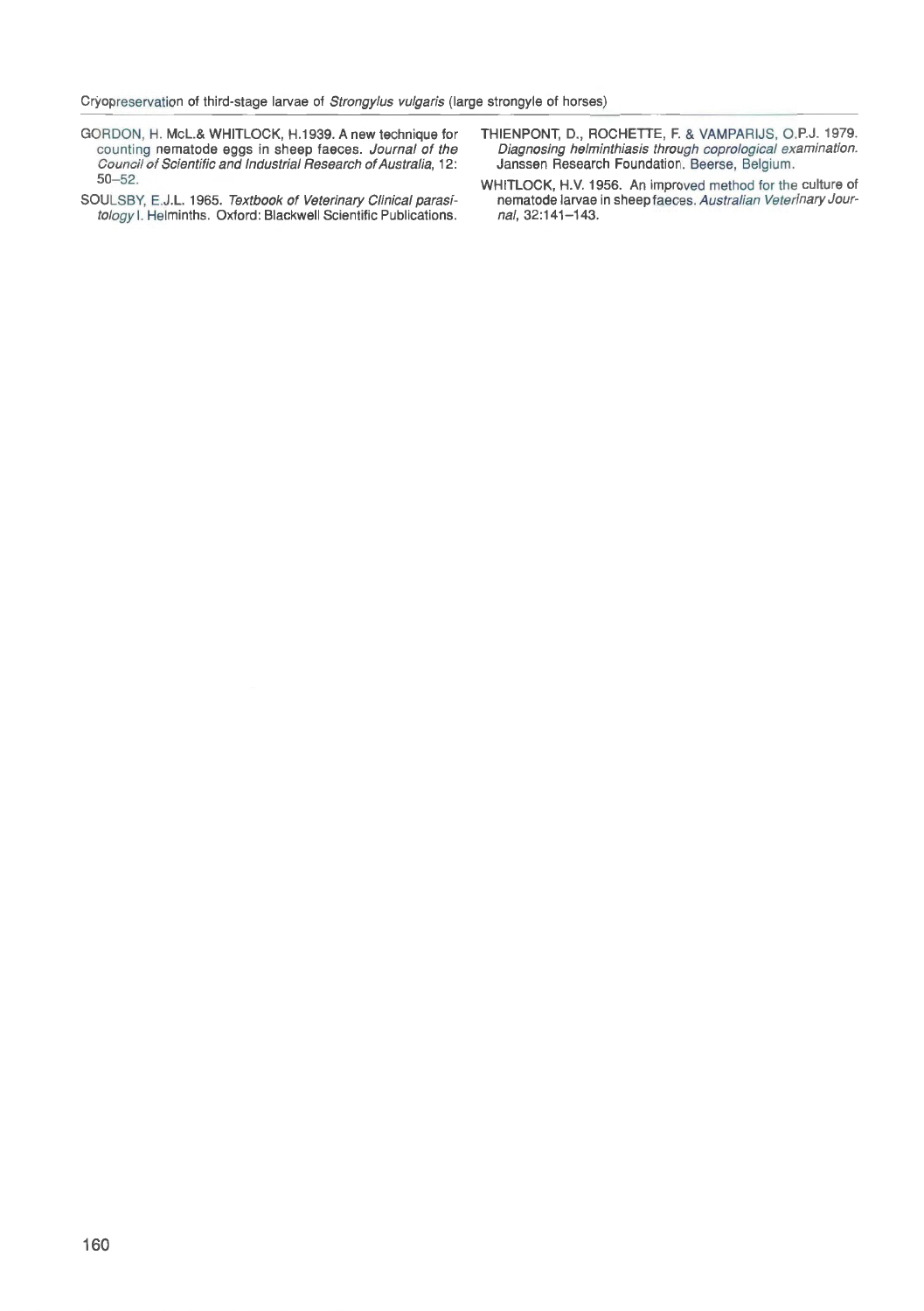GORDON, H. McL.& WHITLOCK, H.1939. A new technique for counting nematode eggs in sheep faeces. *Journal of the Council of Scientific and Industrial Research of Australia*, 12: 50–52.

SOULSBY, E.J.L. 1965. *Textbook of Veterinary Clinical parasitology* I. Helminths. Oxford: Blackwell Scientific Publications.

THIENPONT, D., ROCHETTE, F. & VAMPARIJS, O.P.J. 1979. *Diagnosing helminthiasis through coprological examination.* Janssen Research Foundation. Beerse, Belgium.

WHITLOCK, H.V. 1956. An improved method for the culture of nematode larvae in sheep faeces. *Australian Veterinary Journal*, 32:141–143.